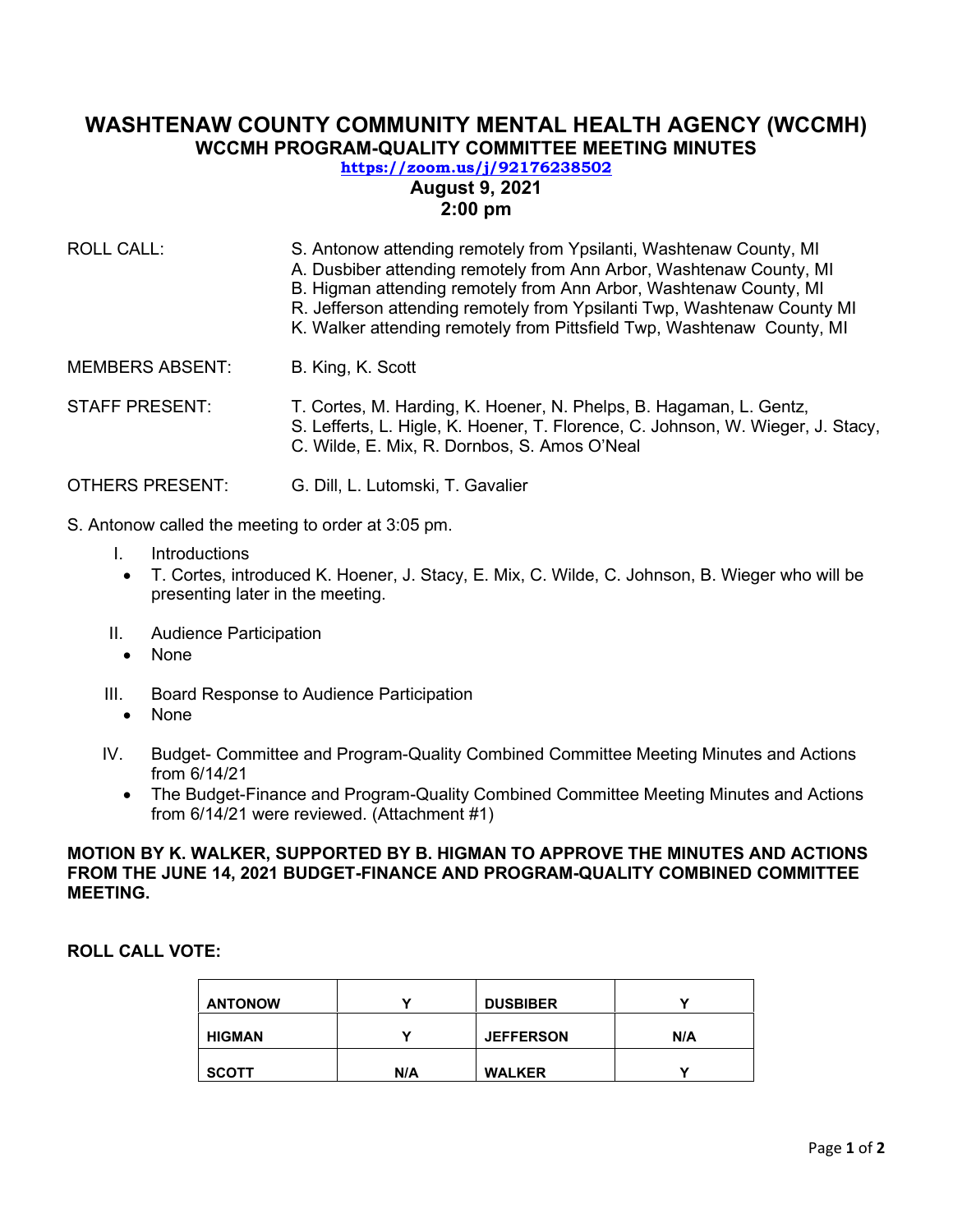# WASHTENAW COUNTY COMMUNITY MENTAL HEALTH AGENCY (WCCMH)

## WCCMH PROGRAM-QUALITY COMMITTEE MEETING MINUTES

**https://zoom.us/j/92176238502**

**August 9, 2021**
**2:00 pm**

ROLL CALL: S. Antonow attending remotely from Ypsilanti, Washtenaw County, MI
A. Dusbiber attending remotely from Ann Arbor, Washtenaw County, MI
B. Higman attending remotely from Ann Arbor, Washtenaw County, MI
R. Jefferson attending remotely from Ypsilanti Twp, Washtenaw County MI
K. Walker attending remotely from Pittsfield Twp, Washtenaw County, MI

MEMBERS ABSENT: B. King, K. Scott

STAFF PRESENT: T. Cortes, M. Harding, K. Hoener, N. Phelps, B. Hagaman, L. Gentz, S. Lefferts, L. Higle, K. Hoener, T. Florence, C. Johnson, W. Wieger, J. Stacy, C. Wilde, E. Mix, R. Dornbos, S. Amos O'Neal

OTHERS PRESENT: G. Dill, L. Lutomski, T. Gavalier

S. Antonow called the meeting to order at 3:05 pm.

I. Introductions
- T. Cortes, introduced K. Hoener, J. Stacy, E. Mix, C. Wilde, C. Johnson, B. Wieger who will be presenting later in the meeting.

II. Audience Participation
- None

III. Board Response to Audience Participation
- None

IV. Budget- Committee and Program-Quality Combined Committee Meeting Minutes and Actions from 6/14/21
- The Budget-Finance and Program-Quality Combined Committee Meeting Minutes and Actions from 6/14/21 were reviewed. (Attachment #1)

**MOTION BY K. WALKER, SUPPORTED BY B. HIGMAN TO APPROVE THE MINUTES AND ACTIONS FROM THE JUNE 14, 2021 BUDGET-FINANCE AND PROGRAM-QUALITY COMBINED COMMITTEE MEETING.**

**ROLL CALL VOTE:**

| | | | |
|---|---|---|---|
| **ANTONOW** | **Y** | **DUSBIBER** | **Y** |
| **HIGMAN** | **Y** | **JEFFERSON** | **N/A** |
| **SCOTT** | **N/A** | **WALKER** | **Y** |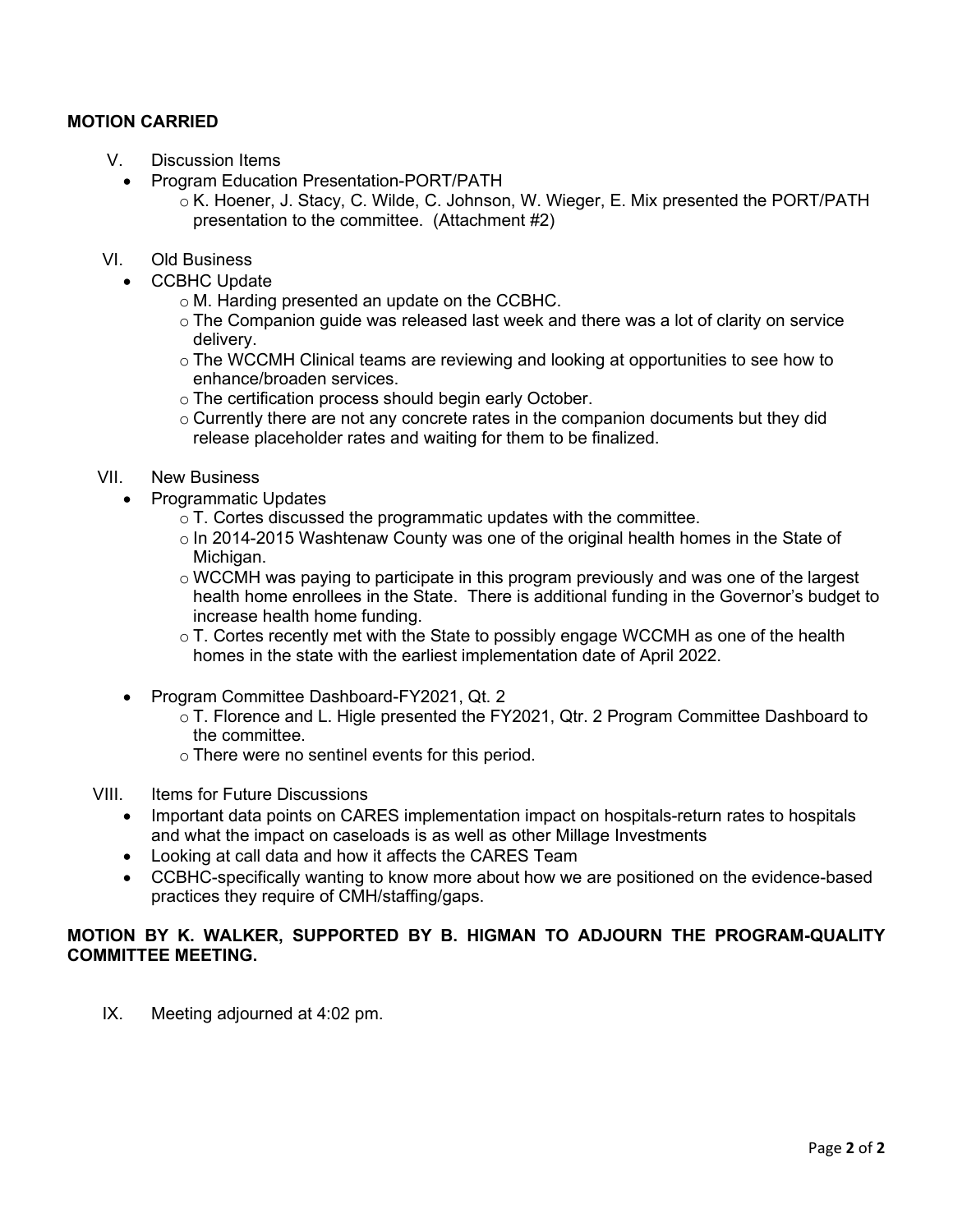**MOTION CARRIED**

V. Discussion Items
   - Program Education Presentation-PORT/PATH
     - K. Hoener, J. Stacy, C. Wilde, C. Johnson, W. Wieger, E. Mix presented the PORT/PATH presentation to the committee. (Attachment #2)

VI. Old Business
   - CCBHC Update
     - M. Harding presented an update on the CCBHC.
     - The Companion guide was released last week and there was a lot of clarity on service delivery.
     - The WCCMH Clinical teams are reviewing and looking at opportunities to see how to enhance/broaden services.
     - The certification process should begin early October.
     - Currently there are not any concrete rates in the companion documents but they did release placeholder rates and waiting for them to be finalized.

VII. New Business
   - Programmatic Updates
     - T. Cortes discussed the programmatic updates with the committee.
     - In 2014-2015 Washtenaw County was one of the original health homes in the State of Michigan.
     - WCCMH was paying to participate in this program previously and was one of the largest health home enrollees in the State. There is additional funding in the Governor's budget to increase health home funding.
     - T. Cortes recently met with the State to possibly engage WCCMH as one of the health homes in the state with the earliest implementation date of April 2022.

   - Program Committee Dashboard-FY2021, Qt. 2
     - T. Florence and L. Higle presented the FY2021, Qtr. 2 Program Committee Dashboard to the committee.
     - There were no sentinel events for this period.

VIII. Items for Future Discussions
   - Important data points on CARES implementation impact on hospitals-return rates to hospitals and what the impact on caseloads is as well as other Millage Investments
   - Looking at call data and how it affects the CARES Team
   - CCBHC-specifically wanting to know more about how we are positioned on the evidence-based practices they require of CMH/staffing/gaps.

**MOTION BY K. WALKER, SUPPORTED BY B. HIGMAN TO ADJOURN THE PROGRAM-QUALITY COMMITTEE MEETING.**

IX. Meeting adjourned at 4:02 pm.